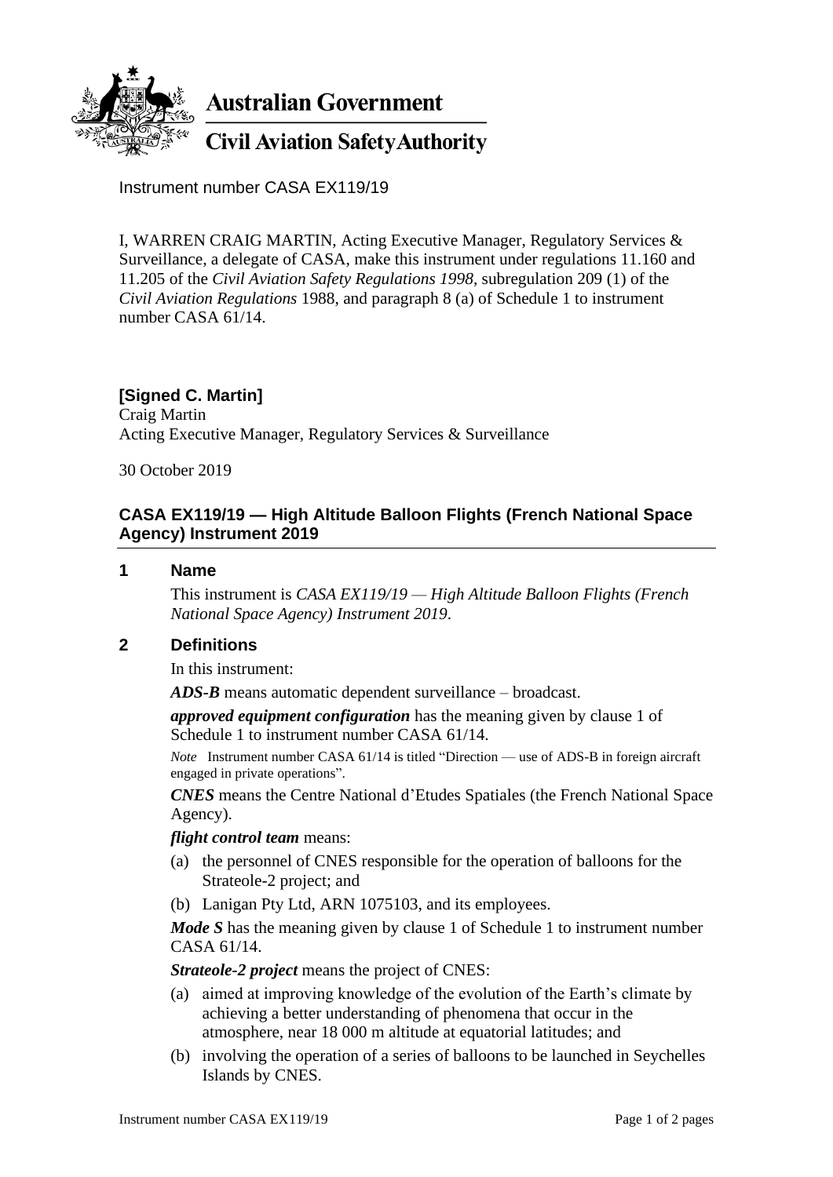**Australian Government**

**Civil Aviation Safety Authority**

Instrument number CASA EX119/19

I, WARREN CRAIG MARTIN, Acting Executive Manager, Regulatory Services & Surveillance, a delegate of CASA, make this instrument under regulations 11.160 and 11.205 of the *Civil Aviation Safety Regulations 1998*, subregulation 209 (1) of the *Civil Aviation Regulations* 1988, and paragraph 8 (a) of Schedule 1 to instrument number CASA 61/14.

**[Signed C. Martin]**
Craig Martin
Acting Executive Manager, Regulatory Services & Surveillance

30 October 2019

## CASA EX119/19 — High Altitude Balloon Flights (French National Space Agency) Instrument 2019

### 1 Name

This instrument is *CASA EX119/19 — High Altitude Balloon Flights (French National Space Agency) Instrument 2019*.

### 2 Definitions

In this instrument:

***ADS-B*** means automatic dependent surveillance – broadcast.

***approved equipment configuration*** has the meaning given by clause 1 of Schedule 1 to instrument number CASA 61/14.

*Note* Instrument number CASA 61/14 is titled "Direction — use of ADS-B in foreign aircraft engaged in private operations".

***CNES*** means the Centre National d'Etudes Spatiales (the French National Space Agency).

***flight control team*** means:

(a) the personnel of CNES responsible for the operation of balloons for the Strateole-2 project; and

(b) Lanigan Pty Ltd, ARN 1075103, and its employees.

***Mode S*** has the meaning given by clause 1 of Schedule 1 to instrument number CASA 61/14.

***Strateole-2 project*** means the project of CNES:

(a) aimed at improving knowledge of the evolution of the Earth's climate by achieving a better understanding of phenomena that occur in the atmosphere, near 18 000 m altitude at equatorial latitudes; and

(b) involving the operation of a series of balloons to be launched in Seychelles Islands by CNES.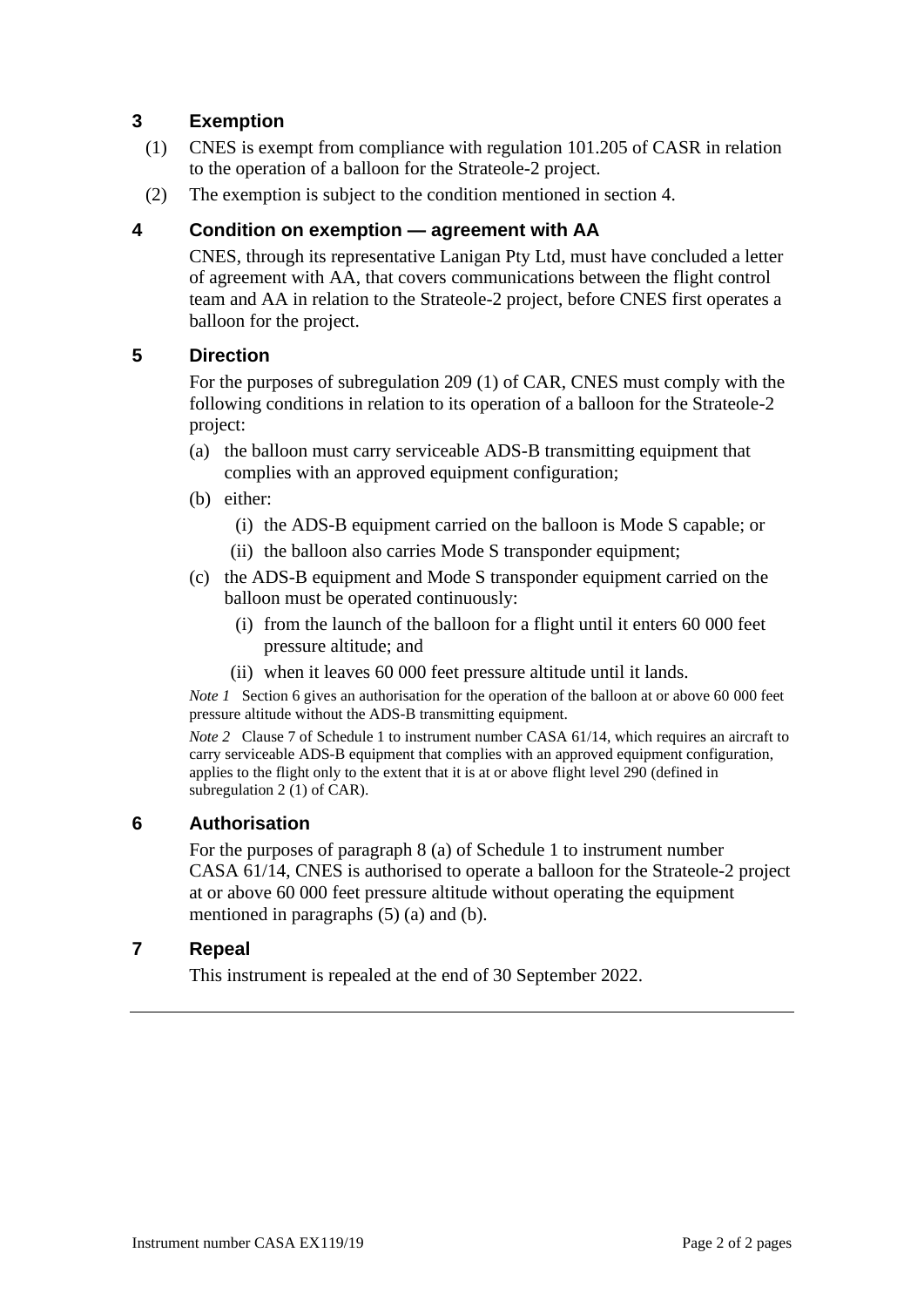## 3 Exemption

(1) CNES is exempt from compliance with regulation 101.205 of CASR in relation to the operation of a balloon for the Strateole-2 project.

(2) The exemption is subject to the condition mentioned in section 4.

## 4 Condition on exemption — agreement with AA

CNES, through its representative Lanigan Pty Ltd, must have concluded a letter of agreement with AA, that covers communications between the flight control team and AA in relation to the Strateole-2 project, before CNES first operates a balloon for the project.

## 5 Direction

For the purposes of subregulation 209 (1) of CAR, CNES must comply with the following conditions in relation to its operation of a balloon for the Strateole-2 project:

(a) the balloon must carry serviceable ADS-B transmitting equipment that complies with an approved equipment configuration;

(b) either:

  (i) the ADS-B equipment carried on the balloon is Mode S capable; or

  (ii) the balloon also carries Mode S transponder equipment;

(c) the ADS-B equipment and Mode S transponder equipment carried on the balloon must be operated continuously:

  (i) from the launch of the balloon for a flight until it enters 60 000 feet pressure altitude; and

  (ii) when it leaves 60 000 feet pressure altitude until it lands.

*Note 1* Section 6 gives an authorisation for the operation of the balloon at or above 60 000 feet pressure altitude without the ADS-B transmitting equipment.

*Note 2* Clause 7 of Schedule 1 to instrument number CASA 61/14, which requires an aircraft to carry serviceable ADS-B equipment that complies with an approved equipment configuration, applies to the flight only to the extent that it is at or above flight level 290 (defined in subregulation 2 (1) of CAR).

## 6 Authorisation

For the purposes of paragraph 8 (a) of Schedule 1 to instrument number CASA 61/14, CNES is authorised to operate a balloon for the Strateole-2 project at or above 60 000 feet pressure altitude without operating the equipment mentioned in paragraphs (5) (a) and (b).

## 7 Repeal

This instrument is repealed at the end of 30 September 2022.